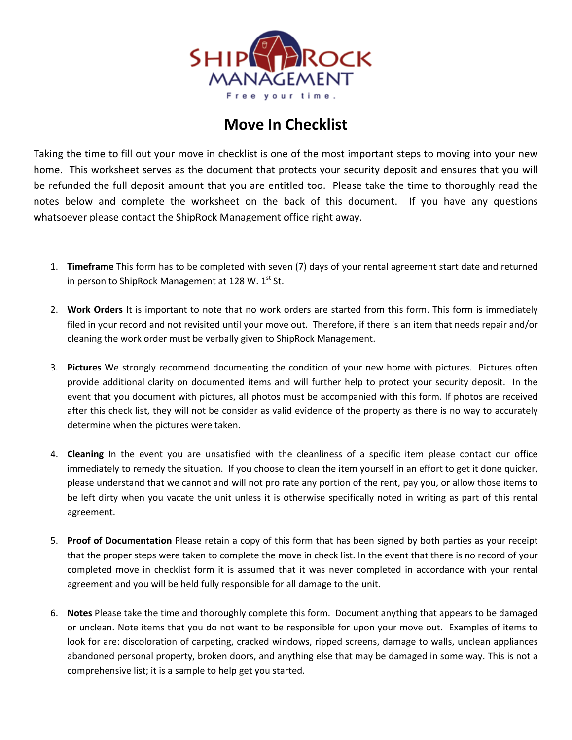SHIPROCK MANAGEMENT

Free your time.

# Move In Checklist

Taking the time to fill out your move in checklist is one of the most important steps to moving into your new home. This worksheet serves as the document that protects your security deposit and ensures that you will be refunded the full deposit amount that you are entitled too. Please take the time to thoroughly read the notes below and complete the worksheet on the back of this document. If you have any questions whatsoever please contact the ShipRock Management office right away.

1. **Timeframe** This form has to be completed with seven (7) days of your rental agreement start date and returned in person to ShipRock Management at 128 W. 1st St.

2. **Work Orders** It is important to note that no work orders are started from this form. This form is immediately filed in your record and not revisited until your move out. Therefore, if there is an item that needs repair and/or cleaning the work order must be verbally given to ShipRock Management.

3. **Pictures** We strongly recommend documenting the condition of your new home with pictures. Pictures often provide additional clarity on documented items and will further help to protect your security deposit. In the event that you document with pictures, all photos must be accompanied with this form. If photos are received after this check list, they will not be consider as valid evidence of the property as there is no way to accurately determine when the pictures were taken.

4. **Cleaning** In the event you are unsatisfied with the cleanliness of a specific item please contact our office immediately to remedy the situation. If you choose to clean the item yourself in an effort to get it done quicker, please understand that we cannot and will not pro rate any portion of the rent, pay you, or allow those items to be left dirty when you vacate the unit unless it is otherwise specifically noted in writing as part of this rental agreement.

5. **Proof of Documentation** Please retain a copy of this form that has been signed by both parties as your receipt that the proper steps were taken to complete the move in check list. In the event that there is no record of your completed move in checklist form it is assumed that it was never completed in accordance with your rental agreement and you will be held fully responsible for all damage to the unit.

6. **Notes** Please take the time and thoroughly complete this form. Document anything that appears to be damaged or unclean. Note items that you do not want to be responsible for upon your move out. Examples of items to look for are: discoloration of carpeting, cracked windows, ripped screens, damage to walls, unclean appliances abandoned personal property, broken doors, and anything else that may be damaged in some way. This is not a comprehensive list; it is a sample to help get you started.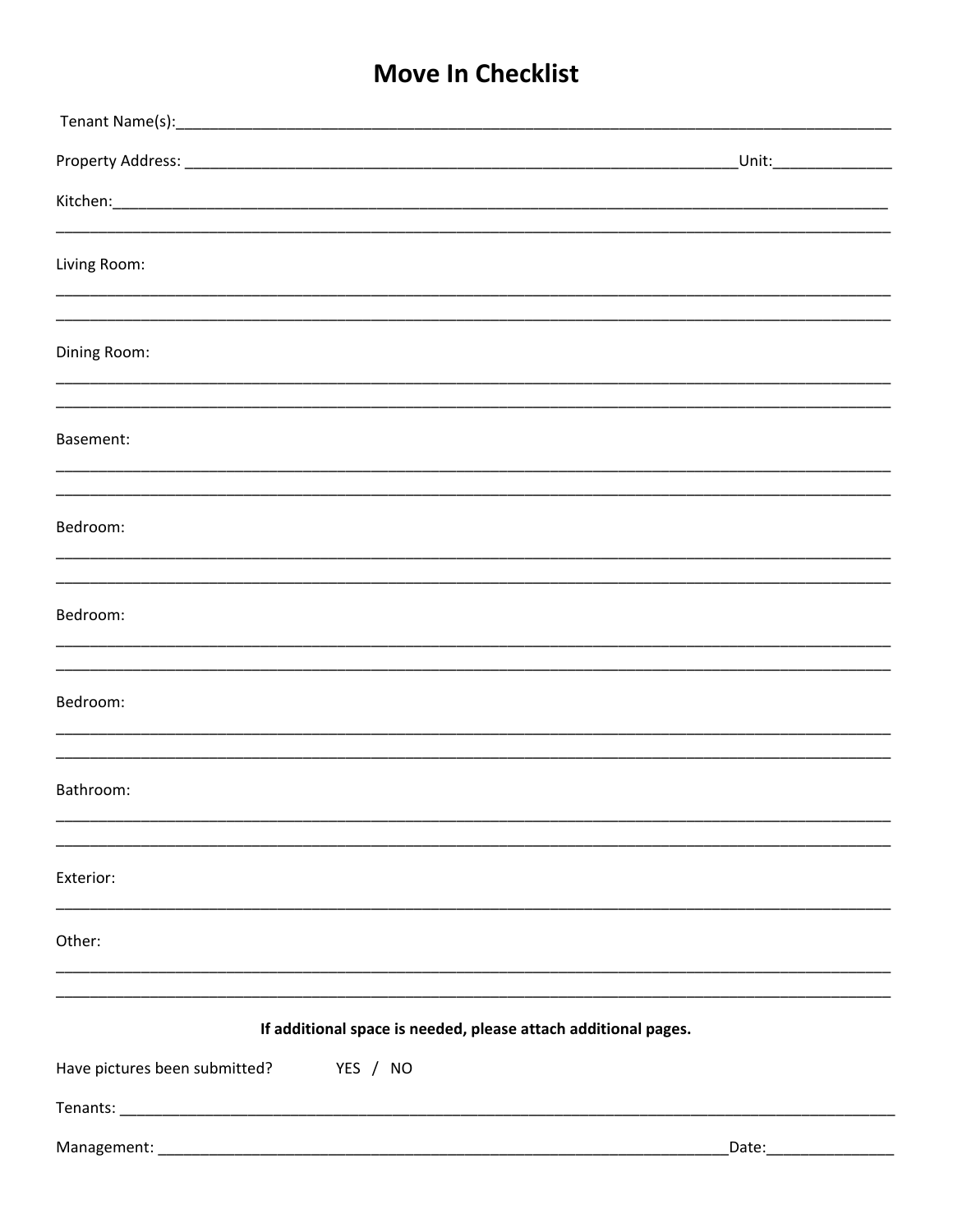# Move In Checklist

Tenant Name(s):______________________________________________________________________________

Property Address: ___________________________________________________________Unit:_____________

Kitchen:_____________________________________________________________________________________

_____________________________________________________________________________________________

Living Room:

_____________________________________________________________________________________________

_____________________________________________________________________________________________

Dining Room:

_____________________________________________________________________________________________

_____________________________________________________________________________________________

Basement:

_____________________________________________________________________________________________

_____________________________________________________________________________________________

Bedroom:

_____________________________________________________________________________________________

_____________________________________________________________________________________________

Bedroom:

_____________________________________________________________________________________________

_____________________________________________________________________________________________

Bedroom:

_____________________________________________________________________________________________

_____________________________________________________________________________________________

Bathroom:

_____________________________________________________________________________________________

_____________________________________________________________________________________________

Exterior:

_____________________________________________________________________________________________

Other:

_____________________________________________________________________________________________

_____________________________________________________________________________________________

**If additional space is needed, please attach additional pages.**

Have pictures been submitted? YES / NO

Tenants: ____________________________________________________________________________________

Management: _______________________________________________________________Date:______________